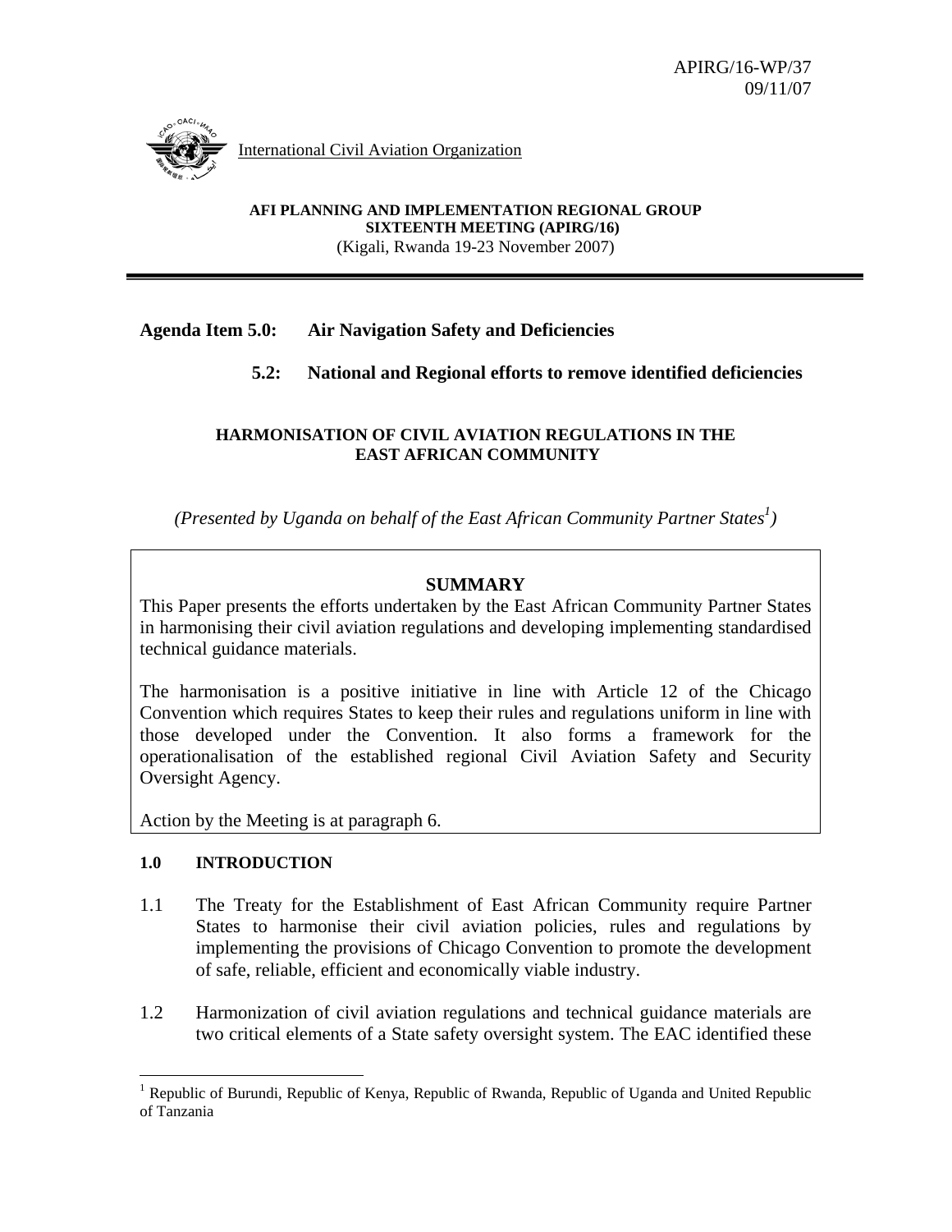APIRG/16-WP/37
09/11/07

International Civil Aviation Organization

**AFI PLANNING AND IMPLEMENTATION REGIONAL GROUP**
**SIXTEENTH MEETING (APIRG/16)**
(Kigali, Rwanda 19-23 November 2007)

**Agenda Item 5.0: Air Navigation Safety and Deficiencies**

**5.2: National and Regional efforts to remove identified deficiencies**

**HARMONISATION OF CIVIL AVIATION REGULATIONS IN THE EAST AFRICAN COMMUNITY**

*(Presented by Uganda on behalf of the East African Community Partner States[1])*

**SUMMARY**

This Paper presents the efforts undertaken by the East African Community Partner States in harmonising their civil aviation regulations and developing implementing standardised technical guidance materials.

The harmonisation is a positive initiative in line with Article 12 of the Chicago Convention which requires States to keep their rules and regulations uniform in line with those developed under the Convention. It also forms a framework for the operationalisation of the established regional Civil Aviation Safety and Security Oversight Agency.

Action by the Meeting is at paragraph 6.

## 1.0 INTRODUCTION

1.1 The Treaty for the Establishment of East African Community require Partner States to harmonise their civil aviation policies, rules and regulations by implementing the provisions of Chicago Convention to promote the development of safe, reliable, efficient and economically viable industry.

1.2 Harmonization of civil aviation regulations and technical guidance materials are two critical elements of a State safety oversight system. The EAC identified these

[1] Republic of Burundi, Republic of Kenya, Republic of Rwanda, Republic of Uganda and United Republic of Tanzania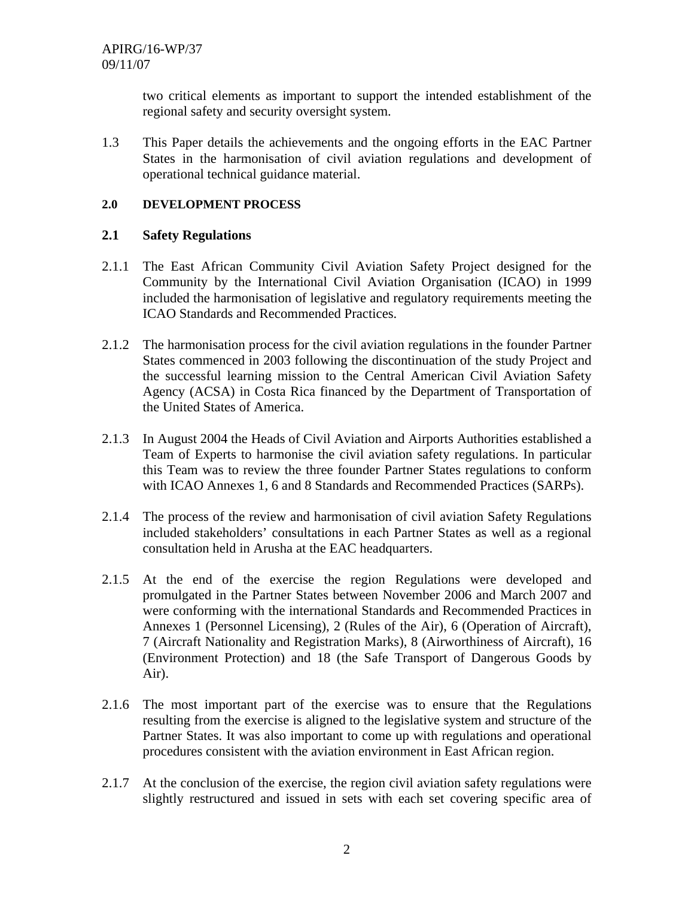two critical elements as important to support the intended establishment of the regional safety and security oversight system.

1.3 This Paper details the achievements and the ongoing efforts in the EAC Partner States in the harmonisation of civil aviation regulations and development of operational technical guidance material.

## 2.0 DEVELOPMENT PROCESS

### 2.1 Safety Regulations

2.1.1 The East African Community Civil Aviation Safety Project designed for the Community by the International Civil Aviation Organisation (ICAO) in 1999 included the harmonisation of legislative and regulatory requirements meeting the ICAO Standards and Recommended Practices.

2.1.2 The harmonisation process for the civil aviation regulations in the founder Partner States commenced in 2003 following the discontinuation of the study Project and the successful learning mission to the Central American Civil Aviation Safety Agency (ACSA) in Costa Rica financed by the Department of Transportation of the United States of America.

2.1.3 In August 2004 the Heads of Civil Aviation and Airports Authorities established a Team of Experts to harmonise the civil aviation safety regulations. In particular this Team was to review the three founder Partner States regulations to conform with ICAO Annexes 1, 6 and 8 Standards and Recommended Practices (SARPs).

2.1.4 The process of the review and harmonisation of civil aviation Safety Regulations included stakeholders' consultations in each Partner States as well as a regional consultation held in Arusha at the EAC headquarters.

2.1.5 At the end of the exercise the region Regulations were developed and promulgated in the Partner States between November 2006 and March 2007 and were conforming with the international Standards and Recommended Practices in Annexes 1 (Personnel Licensing), 2 (Rules of the Air), 6 (Operation of Aircraft), 7 (Aircraft Nationality and Registration Marks), 8 (Airworthiness of Aircraft), 16 (Environment Protection) and 18 (the Safe Transport of Dangerous Goods by Air).

2.1.6 The most important part of the exercise was to ensure that the Regulations resulting from the exercise is aligned to the legislative system and structure of the Partner States. It was also important to come up with regulations and operational procedures consistent with the aviation environment in East African region.

2.1.7 At the conclusion of the exercise, the region civil aviation safety regulations were slightly restructured and issued in sets with each set covering specific area of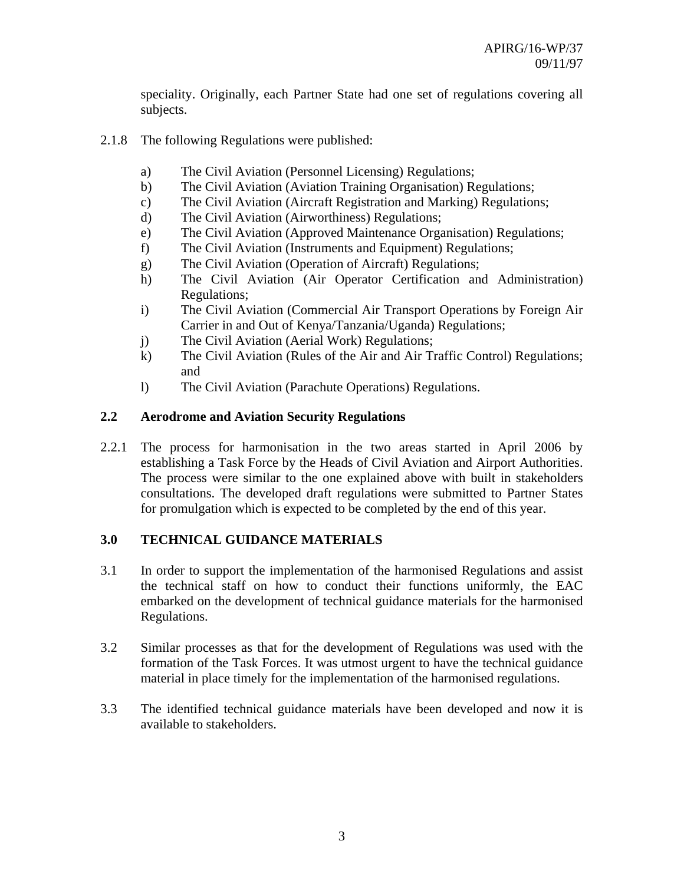speciality. Originally, each Partner State had one set of regulations covering all subjects.

2.1.8 The following Regulations were published:

a) The Civil Aviation (Personnel Licensing) Regulations;
b) The Civil Aviation (Aviation Training Organisation) Regulations;
c) The Civil Aviation (Aircraft Registration and Marking) Regulations;
d) The Civil Aviation (Airworthiness) Regulations;
e) The Civil Aviation (Approved Maintenance Organisation) Regulations;
f) The Civil Aviation (Instruments and Equipment) Regulations;
g) The Civil Aviation (Operation of Aircraft) Regulations;
h) The Civil Aviation (Air Operator Certification and Administration) Regulations;
i) The Civil Aviation (Commercial Air Transport Operations by Foreign Air Carrier in and Out of Kenya/Tanzania/Uganda) Regulations;
j) The Civil Aviation (Aerial Work) Regulations;
k) The Civil Aviation (Rules of the Air and Air Traffic Control) Regulations; and
l) The Civil Aviation (Parachute Operations) Regulations.

## 2.2 Aerodrome and Aviation Security Regulations

2.2.1 The process for harmonisation in the two areas started in April 2006 by establishing a Task Force by the Heads of Civil Aviation and Airport Authorities. The process were similar to the one explained above with built in stakeholders consultations. The developed draft regulations were submitted to Partner States for promulgation which is expected to be completed by the end of this year.

# 3.0 TECHNICAL GUIDANCE MATERIALS

3.1 In order to support the implementation of the harmonised Regulations and assist the technical staff on how to conduct their functions uniformly, the EAC embarked on the development of technical guidance materials for the harmonised Regulations.

3.2 Similar processes as that for the development of Regulations was used with the formation of the Task Forces. It was utmost urgent to have the technical guidance material in place timely for the implementation of the harmonised regulations.

3.3 The identified technical guidance materials have been developed and now it is available to stakeholders.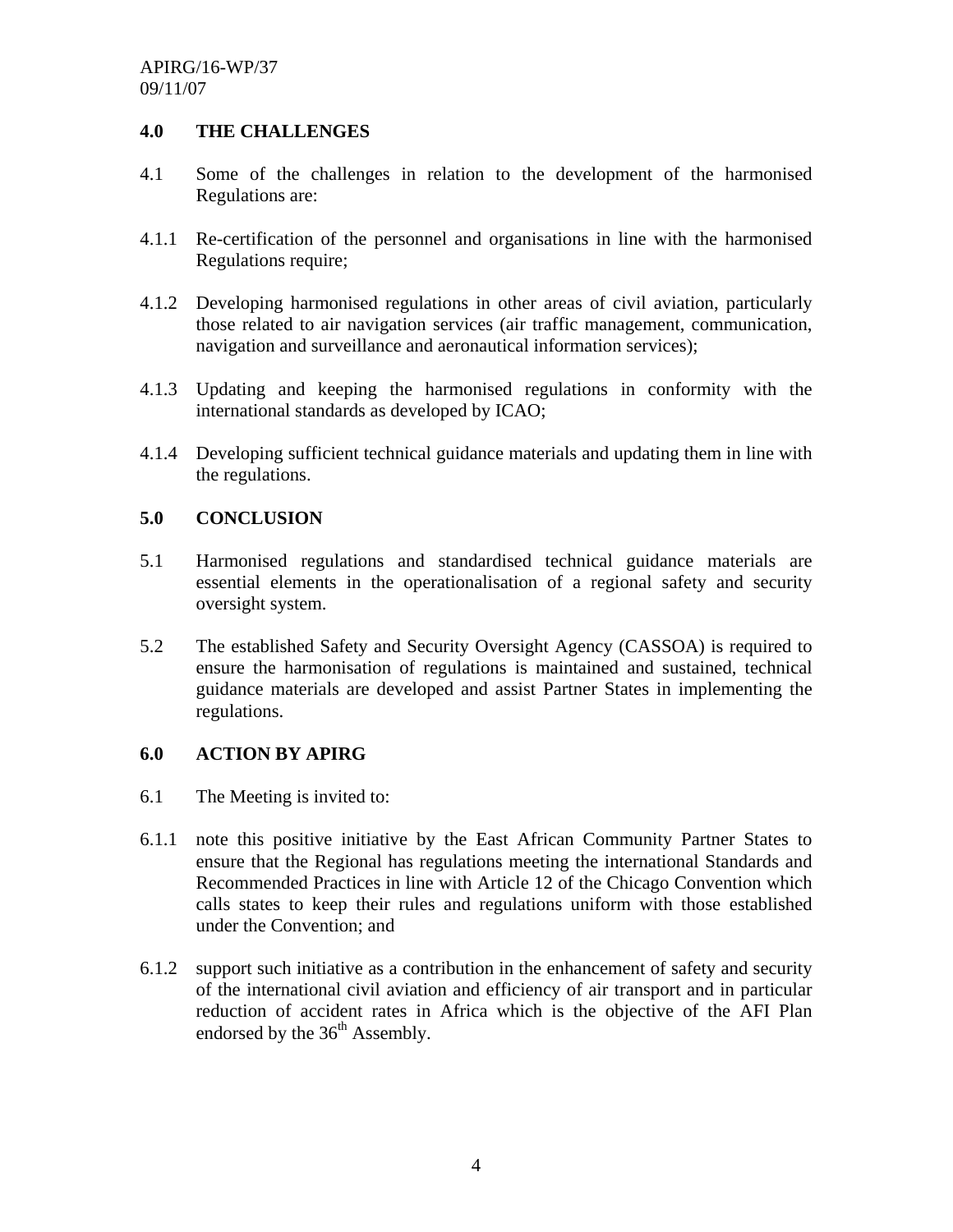## 4.0 THE CHALLENGES

4.1 Some of the challenges in relation to the development of the harmonised Regulations are:

4.1.1 Re-certification of the personnel and organisations in line with the harmonised Regulations require;

4.1.2 Developing harmonised regulations in other areas of civil aviation, particularly those related to air navigation services (air traffic management, communication, navigation and surveillance and aeronautical information services);

4.1.3 Updating and keeping the harmonised regulations in conformity with the international standards as developed by ICAO;

4.1.4 Developing sufficient technical guidance materials and updating them in line with the regulations.

## 5.0 CONCLUSION

5.1 Harmonised regulations and standardised technical guidance materials are essential elements in the operationalisation of a regional safety and security oversight system.

5.2 The established Safety and Security Oversight Agency (CASSOA) is required to ensure the harmonisation of regulations is maintained and sustained, technical guidance materials are developed and assist Partner States in implementing the regulations.

## 6.0 ACTION BY APIRG

6.1 The Meeting is invited to:

6.1.1 note this positive initiative by the East African Community Partner States to ensure that the Regional has regulations meeting the international Standards and Recommended Practices in line with Article 12 of the Chicago Convention which calls states to keep their rules and regulations uniform with those established under the Convention; and

6.1.2 support such initiative as a contribution in the enhancement of safety and security of the international civil aviation and efficiency of air transport and in particular reduction of accident rates in Africa which is the objective of the AFI Plan endorsed by the 36th Assembly.